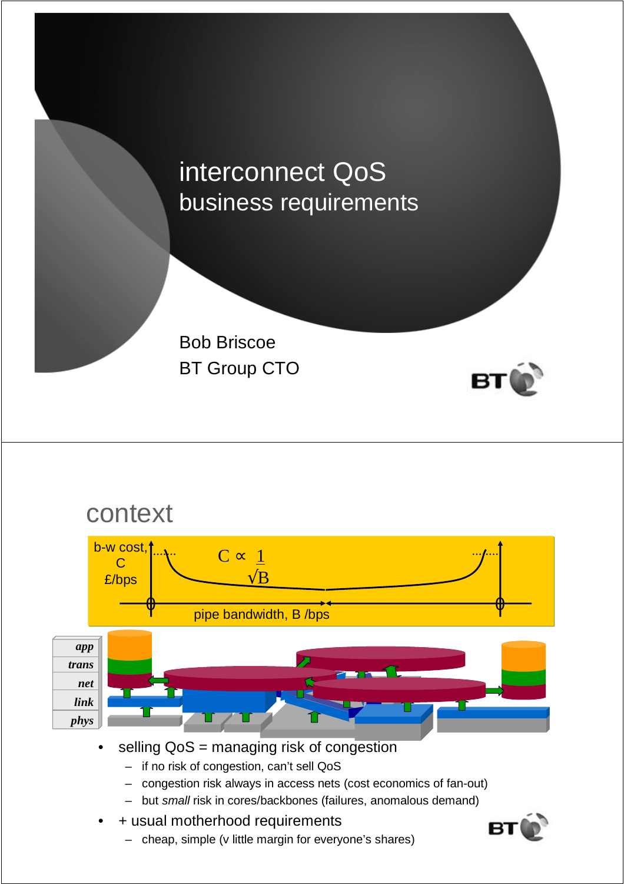# interconnect QoS
## business requirements

Bob Briscoe
BT Group CTO

---

## context

b-w cost, C £/bps

$C \propto \frac{1}{\sqrt{B}}$

pipe bandwidth, B /bps

*app*
*trans*
*net*
*link*
*phys*

- selling QoS = managing risk of congestion
  - if no risk of congestion, can't sell QoS
  - congestion risk always in access nets (cost economics of fan-out)
  - but *small* risk in cores/backbones (failures, anomalous demand)
- + usual motherhood requirements
  - cheap, simple (v little margin for everyone's shares)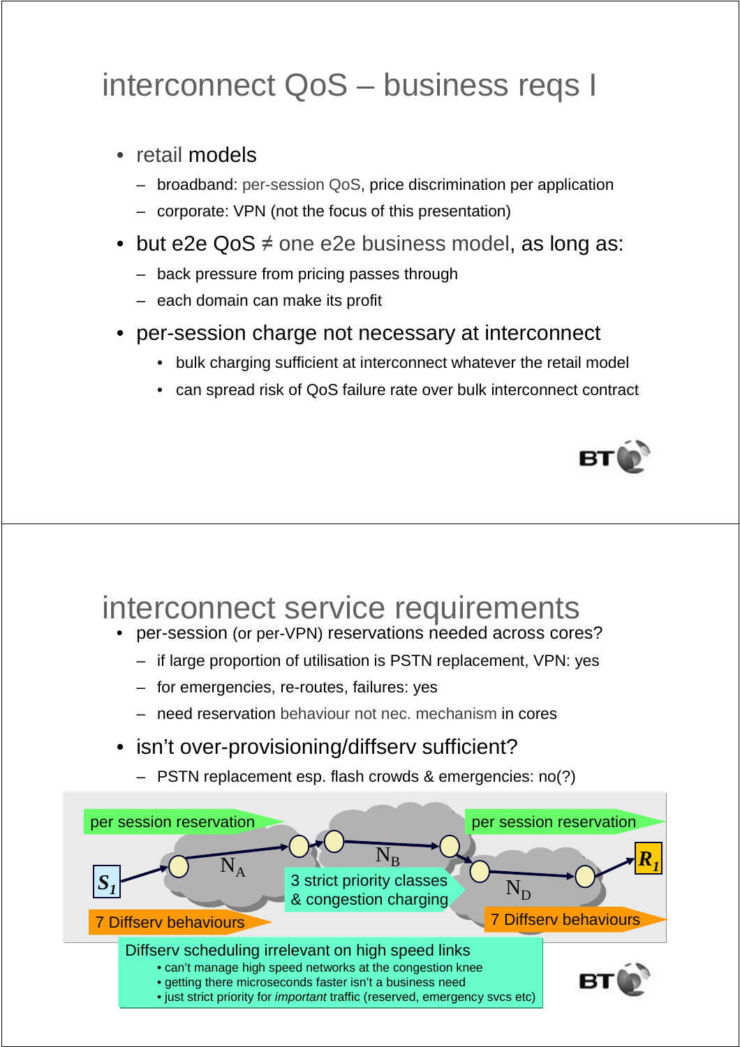# interconnect QoS – business reqs I

- retail models
  - broadband: per-session QoS, price discrimination per application
  - corporate: VPN (not the focus of this presentation)
- but e2e QoS ≠ one e2e business model, as long as:
  - back pressure from pricing passes through
  - each domain can make its profit
- per-session charge not necessary at interconnect
  - bulk charging sufficient at interconnect whatever the retail model
  - can spread risk of QoS failure rate over bulk interconnect contract

# interconnect service requirements

- per-session (or per-VPN) reservations needed across cores?
  - if large proportion of utilisation is PSTN replacement, VPN: yes
  - for emergencies, re-routes, failures: yes
  - need reservation behaviour not nec. mechanism in cores
- isn't over-provisioning/diffserv sufficient?
  - PSTN replacement esp. flash crowds & emergencies: no(?)

per session reservation

per session reservation

$S_1$ — $N_A$ — $N_B$ — $N_D$ — $R_1$

3 strict priority classes & congestion charging

7 Diffserv behaviours

7 Diffserv behaviours

Diffserv scheduling irrelevant on high speed links
- can't manage high speed networks at the congestion knee
- getting there microseconds faster isn't a business need
- just strict priority for *important* traffic (reserved, emergency svcs etc)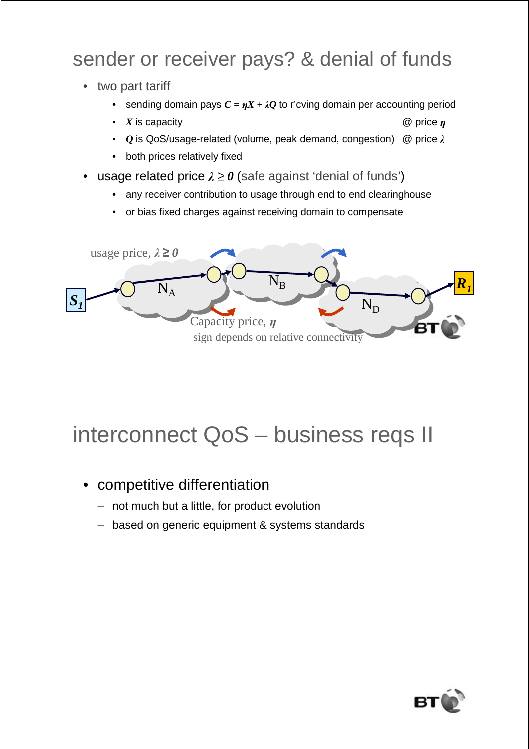## sender or receiver pays? & denial of funds

- two part tariff
  - sending domain pays $C = \eta X + \lambda Q$ to r'cving domain per accounting period
  - $X$ is capacity @ price $\eta$
  - $Q$ is QoS/usage-related (volume, peak demand, congestion) @ price $\lambda$
  - both prices relatively fixed
- usage related price $\lambda \geq 0$ (safe against 'denial of funds')
  - any receiver contribution to usage through end to end clearinghouse
  - or bias fixed charges against receiving domain to compensate

usage price, $\lambda \geq 0$

$S_1$ $N_A$ $N_B$ $N_D$ $R_1$

Capacity price, $\eta$

sign depends on relative connectivity

## interconnect QoS – business reqs II

- competitive differentiation
  - not much but a little, for product evolution
  - based on generic equipment & systems standards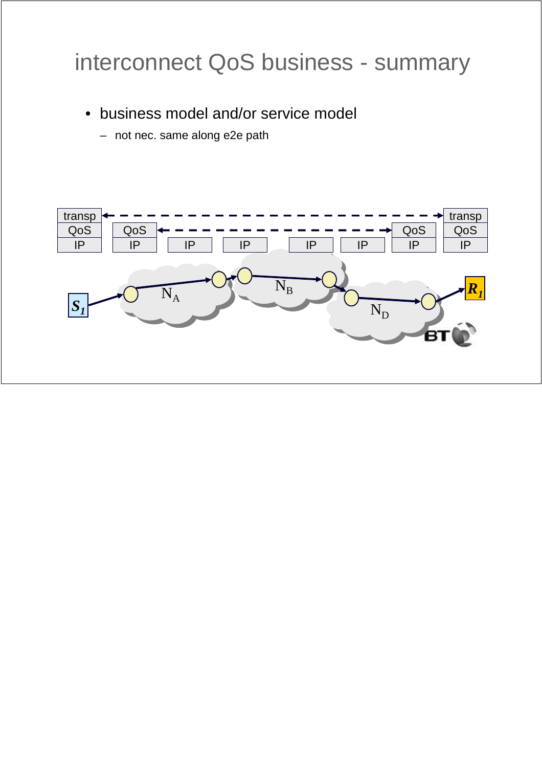# interconnect QoS business - summary

- business model and/or service model
  - not nec. same along e2e path

transp
QoS
IP

QoS
IP

IP

IP

IP

IP

QoS
IP

transp
QoS
IP

$S_1$

$N_A$

$N_B$

$N_D$

$R_1$

BT